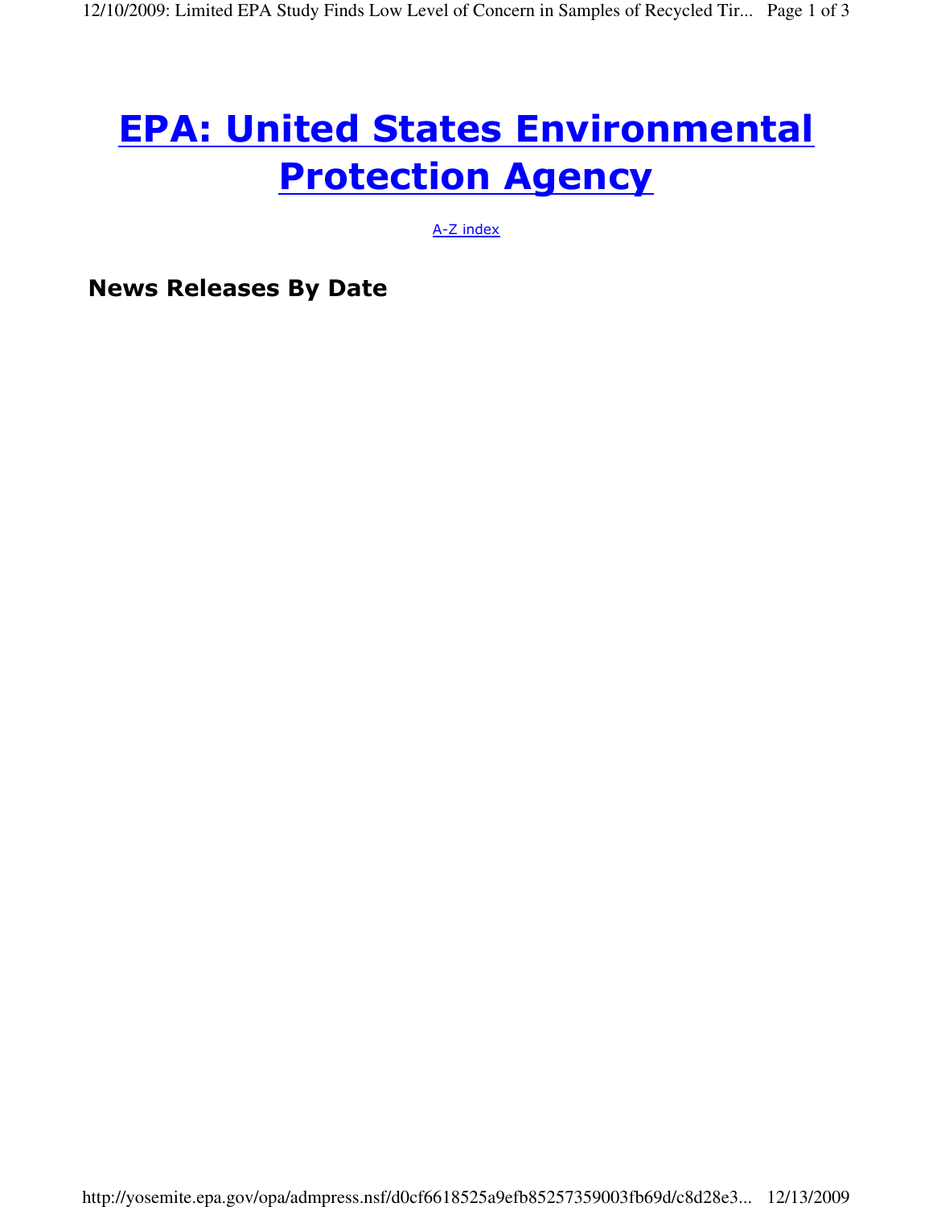# EPA: United States Environmental Protection Agency

A-Z index

## News Releases By Date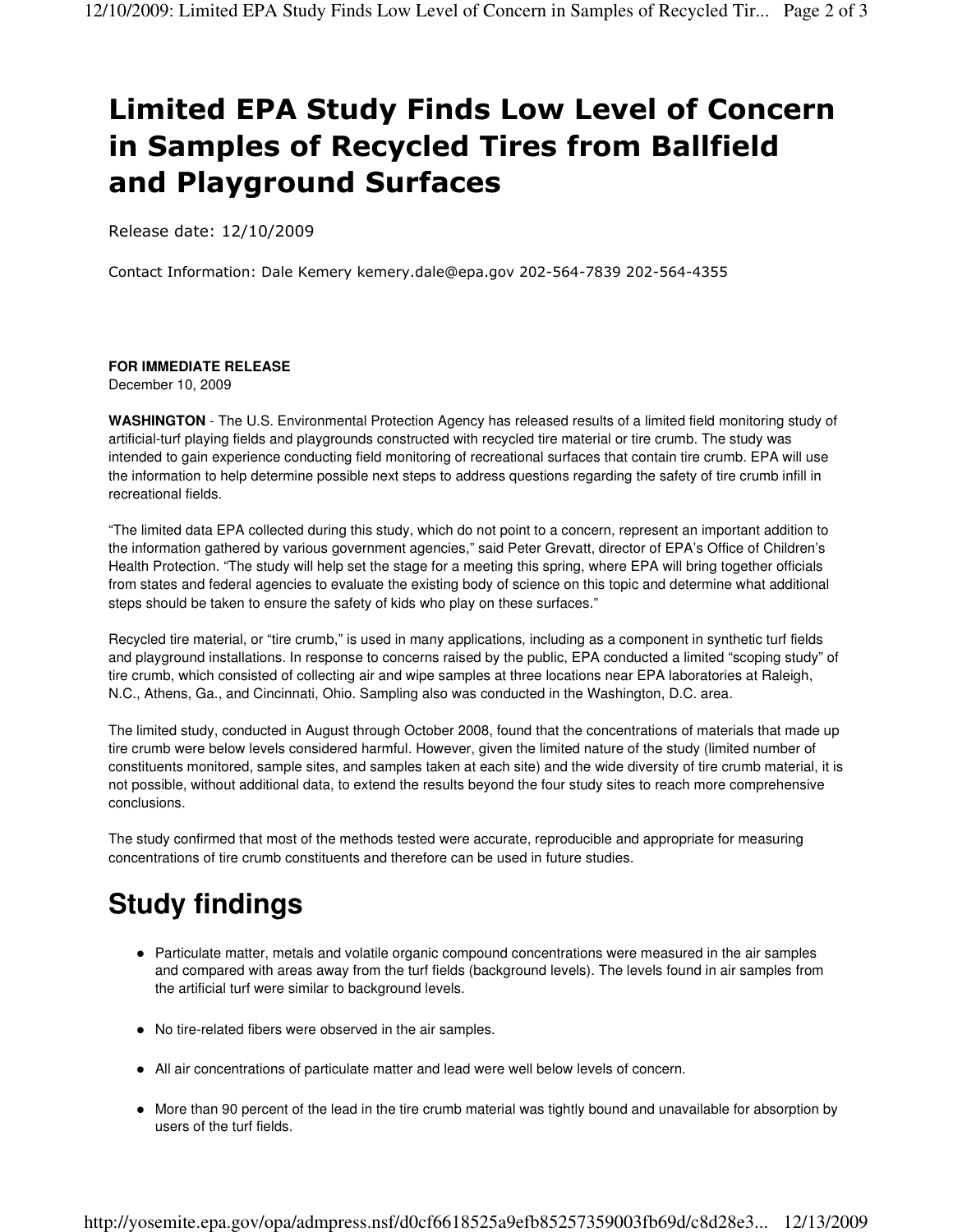# Limited EPA Study Finds Low Level of Concern in Samples of Recycled Tires from Ballfield and Playground Surfaces

Release date: 12/10/2009

Contact Information: Dale Kemery kemery.dale@epa.gov 202-564-7839 202-564-4355

**FOR IMMEDIATE RELEASE**
December 10, 2009

**WASHINGTON** - The U.S. Environmental Protection Agency has released results of a limited field monitoring study of artificial-turf playing fields and playgrounds constructed with recycled tire material or tire crumb. The study was intended to gain experience conducting field monitoring of recreational surfaces that contain tire crumb. EPA will use the information to help determine possible next steps to address questions regarding the safety of tire crumb infill in recreational fields.

"The limited data EPA collected during this study, which do not point to a concern, represent an important addition to the information gathered by various government agencies," said Peter Grevatt, director of EPA's Office of Children's Health Protection. "The study will help set the stage for a meeting this spring, where EPA will bring together officials from states and federal agencies to evaluate the existing body of science on this topic and determine what additional steps should be taken to ensure the safety of kids who play on these surfaces."

Recycled tire material, or "tire crumb," is used in many applications, including as a component in synthetic turf fields and playground installations. In response to concerns raised by the public, EPA conducted a limited "scoping study" of tire crumb, which consisted of collecting air and wipe samples at three locations near EPA laboratories at Raleigh, N.C., Athens, Ga., and Cincinnati, Ohio. Sampling also was conducted in the Washington, D.C. area.

The limited study, conducted in August through October 2008, found that the concentrations of materials that made up tire crumb were below levels considered harmful. However, given the limited nature of the study (limited number of constituents monitored, sample sites, and samples taken at each site) and the wide diversity of tire crumb material, it is not possible, without additional data, to extend the results beyond the four study sites to reach more comprehensive conclusions.

The study confirmed that most of the methods tested were accurate, reproducible and appropriate for measuring concentrations of tire crumb constituents and therefore can be used in future studies.

# Study findings

- Particulate matter, metals and volatile organic compound concentrations were measured in the air samples and compared with areas away from the turf fields (background levels). The levels found in air samples from the artificial turf were similar to background levels.
- No tire-related fibers were observed in the air samples.
- All air concentrations of particulate matter and lead were well below levels of concern.
- More than 90 percent of the lead in the tire crumb material was tightly bound and unavailable for absorption by users of the turf fields.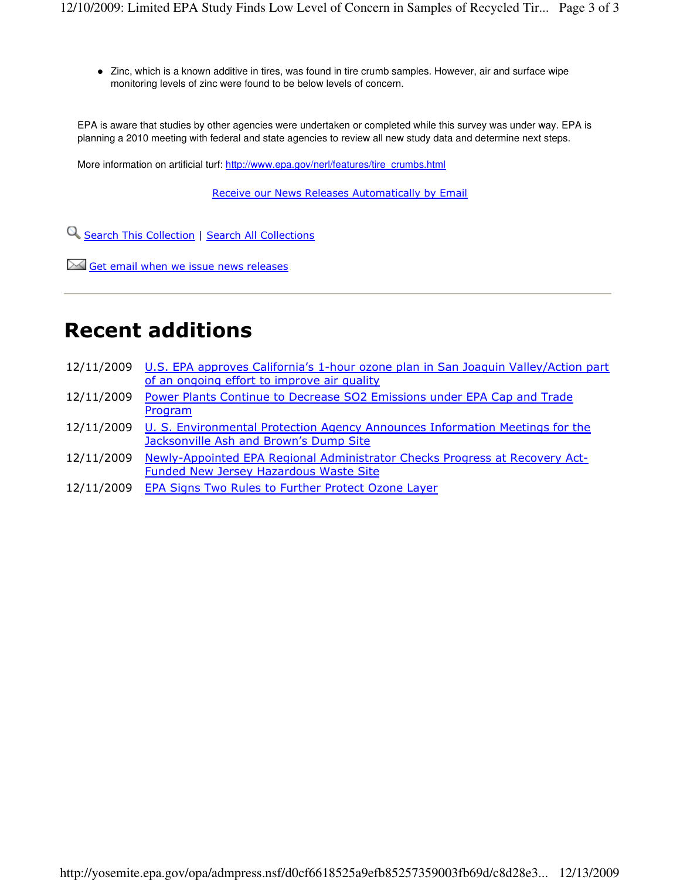- Zinc, which is a known additive in tires, was found in tire crumb samples. However, air and surface wipe monitoring levels of zinc were found to be below levels of concern.

EPA is aware that studies by other agencies were undertaken or completed while this survey was under way. EPA is planning a 2010 meeting with federal and state agencies to review all new study data and determine next steps.

More information on artificial turf: http://www.epa.gov/nerl/features/tire_crumbs.html

Receive our News Releases Automatically by Email

Search This Collection | Search All Collections

Get email when we issue news releases

---

# Recent additions

| | |
|---|---|
| 12/11/2009 | U.S. EPA approves California's 1-hour ozone plan in San Joaquin Valley/Action part of an ongoing effort to improve air quality |
| 12/11/2009 | Power Plants Continue to Decrease SO2 Emissions under EPA Cap and Trade Program |
| 12/11/2009 | U. S. Environmental Protection Agency Announces Information Meetings for the Jacksonville Ash and Brown's Dump Site |
| 12/11/2009 | Newly-Appointed EPA Regional Administrator Checks Progress at Recovery Act-Funded New Jersey Hazardous Waste Site |
| 12/11/2009 | EPA Signs Two Rules to Further Protect Ozone Layer |